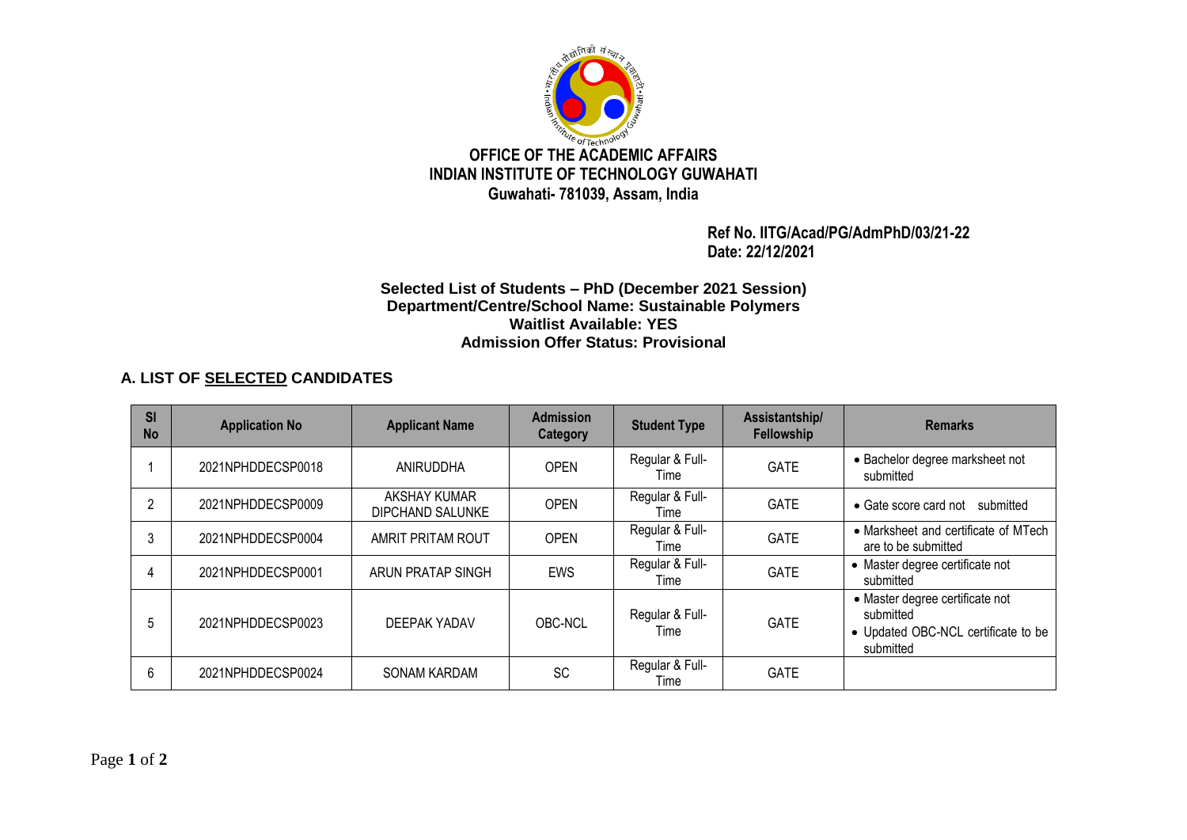# OFFICE OF THE ACADEMIC AFFAIRS
# INDIAN INSTITUTE OF TECHNOLOGY GUWAHATI
**Guwahati- 781039, Assam, India**

**Ref No. IITG/Acad/PG/AdmPhD/03/21-22**
**Date: 22/12/2021**

**Selected List of Students – PhD (December 2021 Session)**
**Department/Centre/School Name: Sustainable Polymers**
**Waitlist Available: YES**
**Admission Offer Status: Provisional**

## A. LIST OF SELECTED CANDIDATES

| Sl No | Application No | Applicant Name | Admission Category | Student Type | Assistantship/ Fellowship | Remarks |
|---|---|---|---|---|---|---|
| 1 | 2021NPHDDECSP0018 | ANIRUDDHA | OPEN | Regular & Full-Time | GATE | • Bachelor degree marksheet not submitted |
| 2 | 2021NPHDDECSP0009 | AKSHAY KUMAR DIPCHAND SALUNKE | OPEN | Regular & Full-Time | GATE | • Gate score card not submitted |
| 3 | 2021NPHDDECSP0004 | AMRIT PRITAM ROUT | OPEN | Regular & Full-Time | GATE | • Marksheet and certificate of MTech are to be submitted |
| 4 | 2021NPHDDECSP0001 | ARUN PRATAP SINGH | EWS | Regular & Full-Time | GATE | • Master degree certificate not submitted |
| 5 | 2021NPHDDECSP0023 | DEEPAK YADAV | OBC-NCL | Regular & Full-Time | GATE | • Master degree certificate not submitted<br>• Updated OBC-NCL certificate to be submitted |
| 6 | 2021NPHDDECSP0024 | SONAM KARDAM | SC | Regular & Full-Time | GATE | |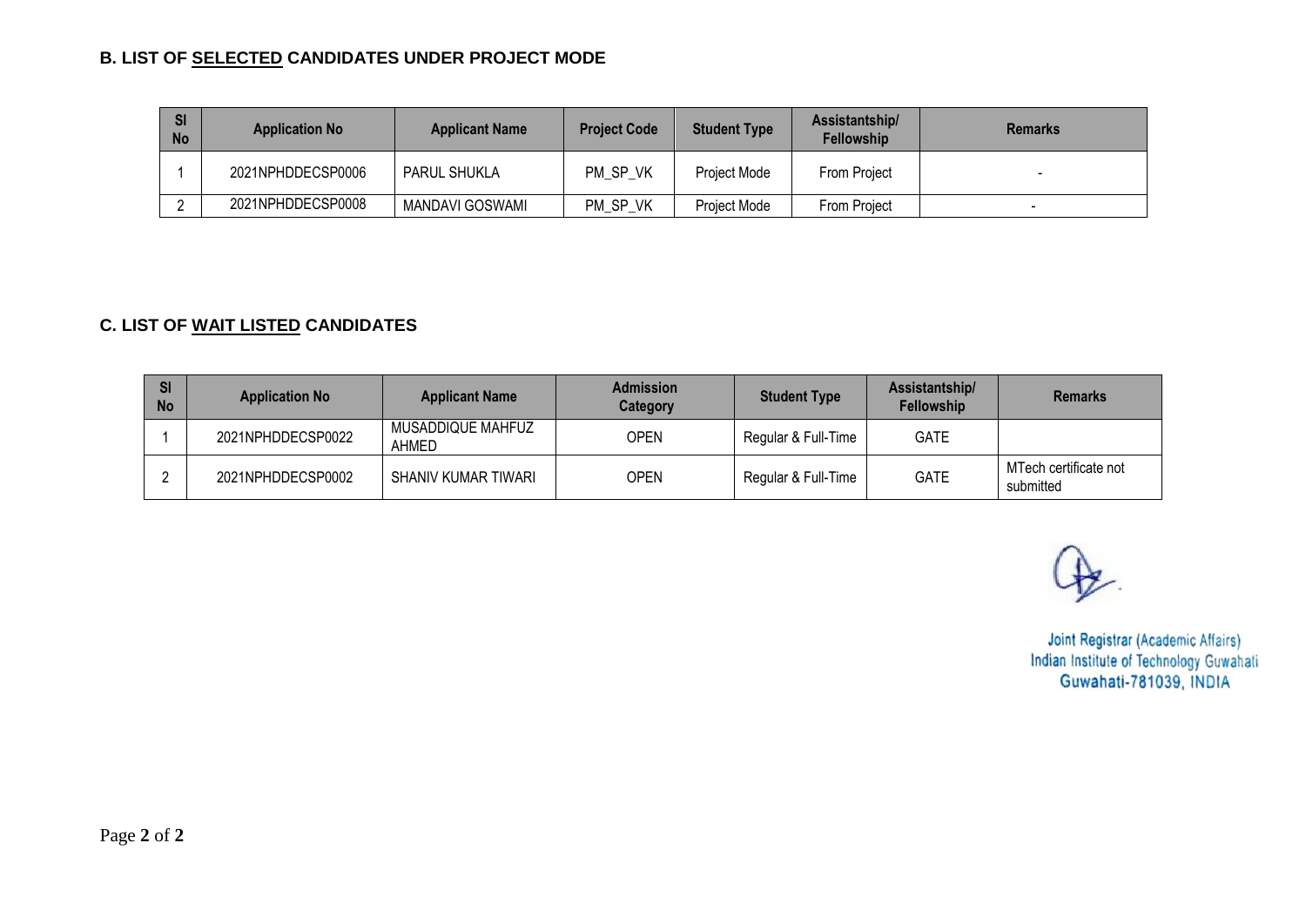### B. LIST OF SELECTED CANDIDATES UNDER PROJECT MODE

| Sl No | Application No | Applicant Name | Project Code | Student Type | Assistantship/ Fellowship | Remarks |
|---|---|---|---|---|---|---|
| 1 | 2021NPHDDECSP0006 | PARUL SHUKLA | PM_SP_VK | Project Mode | From Project | - |
| 2 | 2021NPHDDECSP0008 | MANDAVI GOSWAMI | PM_SP_VK | Project Mode | From Project | - |

### C. LIST OF WAIT LISTED CANDIDATES

| Sl No | Application No | Applicant Name | Admission Category | Student Type | Assistantship/ Fellowship | Remarks |
|---|---|---|---|---|---|---|
| 1 | 2021NPHDDECSP0022 | MUSADDIQUE MAHFUZ AHMED | OPEN | Regular & Full-Time | GATE | |
| 2 | 2021NPHDDECSP0002 | SHANIV KUMAR TIWARI | OPEN | Regular & Full-Time | GATE | MTech certificate not submitted |

Joint Registrar (Academic Affairs)
Indian Institute of Technology Guwahati
Guwahati-781039, INDIA